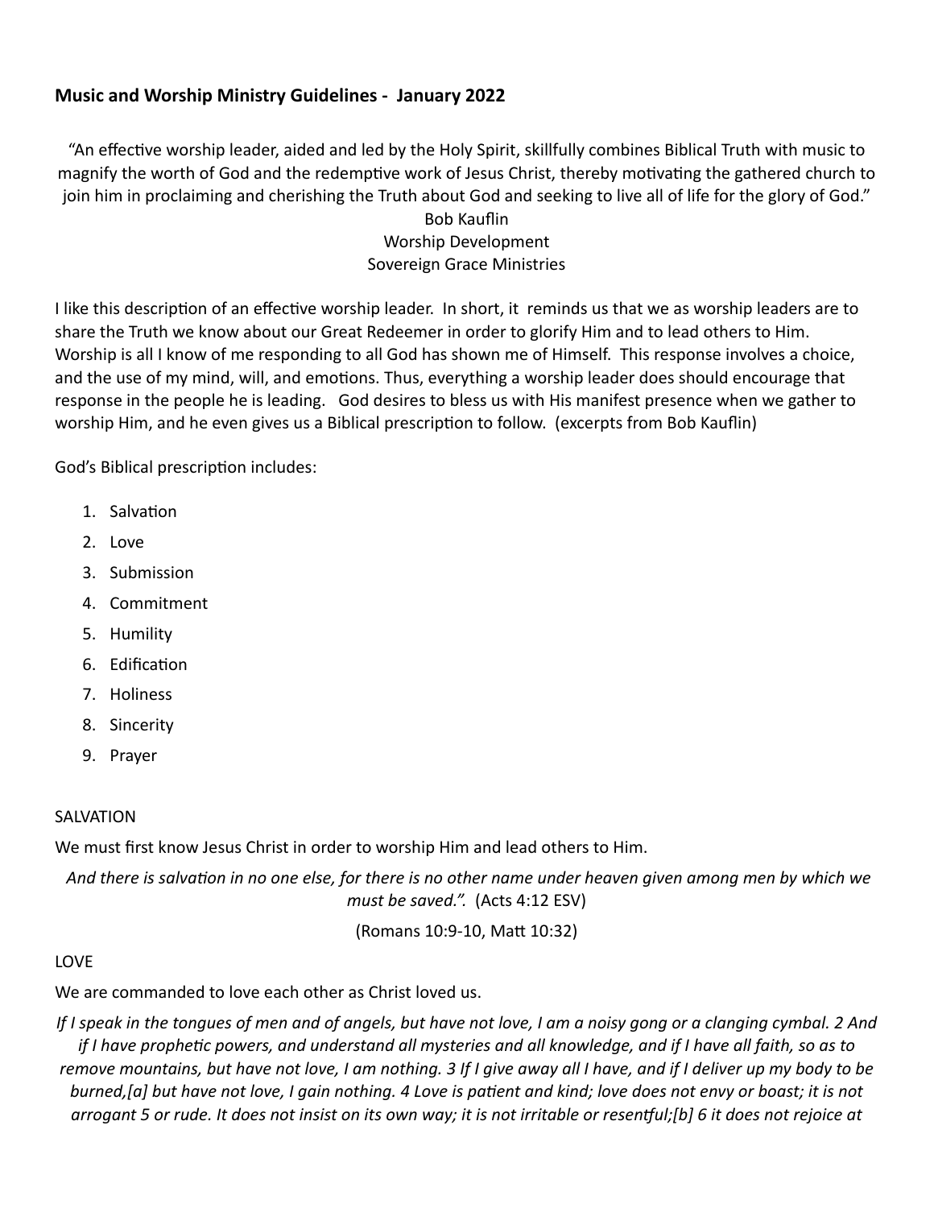**Music and Worship Ministry Guidelines - January 2022**

"An effective worship leader, aided and led by the Holy Spirit, skillfully combines Biblical Truth with music to magnify the worth of God and the redemptive work of Jesus Christ, thereby motivating the gathered church to join him in proclaiming and cherishing the Truth about God and seeking to live all of life for the glory of God."
Bob Kauflin
Worship Development
Sovereign Grace Ministries

I like this description of an effective worship leader. In short, it reminds us that we as worship leaders are to share the Truth we know about our Great Redeemer in order to glorify Him and to lead others to Him. Worship is all I know of me responding to all God has shown me of Himself. This response involves a choice, and the use of my mind, will, and emotions. Thus, everything a worship leader does should encourage that response in the people he is leading. God desires to bless us with His manifest presence when we gather to worship Him, and he even gives us a Biblical prescription to follow. (excerpts from Bob Kauflin)

God's Biblical prescription includes:

1. Salvation
2. Love
3. Submission
4. Commitment
5. Humility
6. Edification
7. Holiness
8. Sincerity
9. Prayer

SALVATION

We must first know Jesus Christ in order to worship Him and lead others to Him.

*And there is salvation in no one else, for there is no other name under heaven given among men by which we must be saved.".* (Acts 4:12 ESV)

(Romans 10:9-10, Matt 10:32)

LOVE

We are commanded to love each other as Christ loved us.

*If I speak in the tongues of men and of angels, but have not love, I am a noisy gong or a clanging cymbal. 2 And if I have prophetic powers, and understand all mysteries and all knowledge, and if I have all faith, so as to remove mountains, but have not love, I am nothing. 3 If I give away all I have, and if I deliver up my body to be burned,[a] but have not love, I gain nothing. 4 Love is patient and kind; love does not envy or boast; it is not arrogant 5 or rude. It does not insist on its own way; it is not irritable or resentful;[b] 6 it does not rejoice at*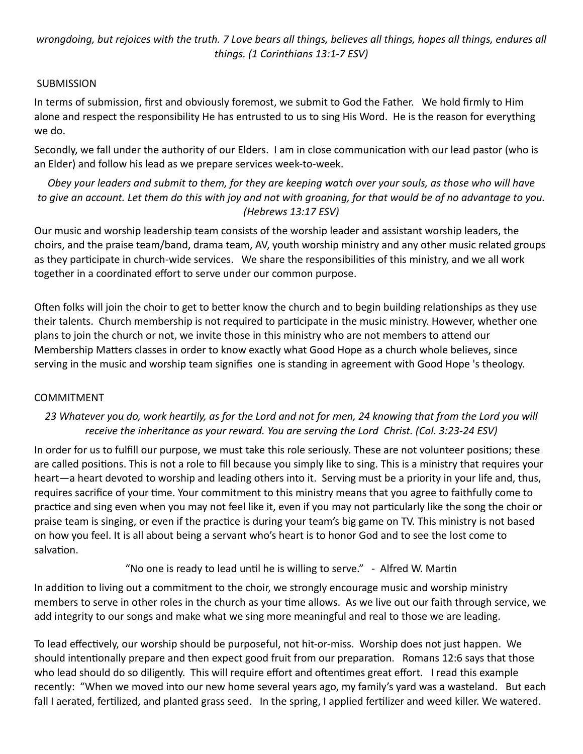*wrongdoing, but rejoices with the truth. 7 Love bears all things, believes all things, hopes all things, endures all things. (1 Corinthians 13:1-7 ESV)*

SUBMISSION

In terms of submission, first and obviously foremost, we submit to God the Father. We hold firmly to Him alone and respect the responsibility He has entrusted to us to sing His Word. He is the reason for everything we do.

Secondly, we fall under the authority of our Elders. I am in close communication with our lead pastor (who is an Elder) and follow his lead as we prepare services week-to-week.

*Obey your leaders and submit to them, for they are keeping watch over your souls, as those who will have to give an account. Let them do this with joy and not with groaning, for that would be of no advantage to you. (Hebrews 13:17 ESV)*

Our music and worship leadership team consists of the worship leader and assistant worship leaders, the choirs, and the praise team/band, drama team, AV, youth worship ministry and any other music related groups as they participate in church-wide services. We share the responsibilities of this ministry, and we all work together in a coordinated effort to serve under our common purpose.

Often folks will join the choir to get to better know the church and to begin building relationships as they use their talents. Church membership is not required to participate in the music ministry. However, whether one plans to join the church or not, we invite those in this ministry who are not members to attend our Membership Matters classes in order to know exactly what Good Hope as a church whole believes, since serving in the music and worship team signifies one is standing in agreement with Good Hope 's theology.

COMMITMENT

*23 Whatever you do, work heartily, as for the Lord and not for men, 24 knowing that from the Lord you will receive the inheritance as your reward. You are serving the Lord Christ. (Col. 3:23-24 ESV)*

In order for us to fulfill our purpose, we must take this role seriously. These are not volunteer positions; these are called positions. This is not a role to fill because you simply like to sing. This is a ministry that requires your heart—a heart devoted to worship and leading others into it. Serving must be a priority in your life and, thus, requires sacrifice of your time. Your commitment to this ministry means that you agree to faithfully come to practice and sing even when you may not feel like it, even if you may not particularly like the song the choir or praise team is singing, or even if the practice is during your team's big game on TV. This ministry is not based on how you feel. It is all about being a servant who's heart is to honor God and to see the lost come to salvation.

"No one is ready to lead until he is willing to serve." - Alfred W. Martin

In addition to living out a commitment to the choir, we strongly encourage music and worship ministry members to serve in other roles in the church as your time allows. As we live out our faith through service, we add integrity to our songs and make what we sing more meaningful and real to those we are leading.

To lead effectively, our worship should be purposeful, not hit-or-miss. Worship does not just happen. We should intentionally prepare and then expect good fruit from our preparation. Romans 12:6 says that those who lead should do so diligently. This will require effort and oftentimes great effort. I read this example recently: "When we moved into our new home several years ago, my family's yard was a wasteland. But each fall I aerated, fertilized, and planted grass seed. In the spring, I applied fertilizer and weed killer. We watered.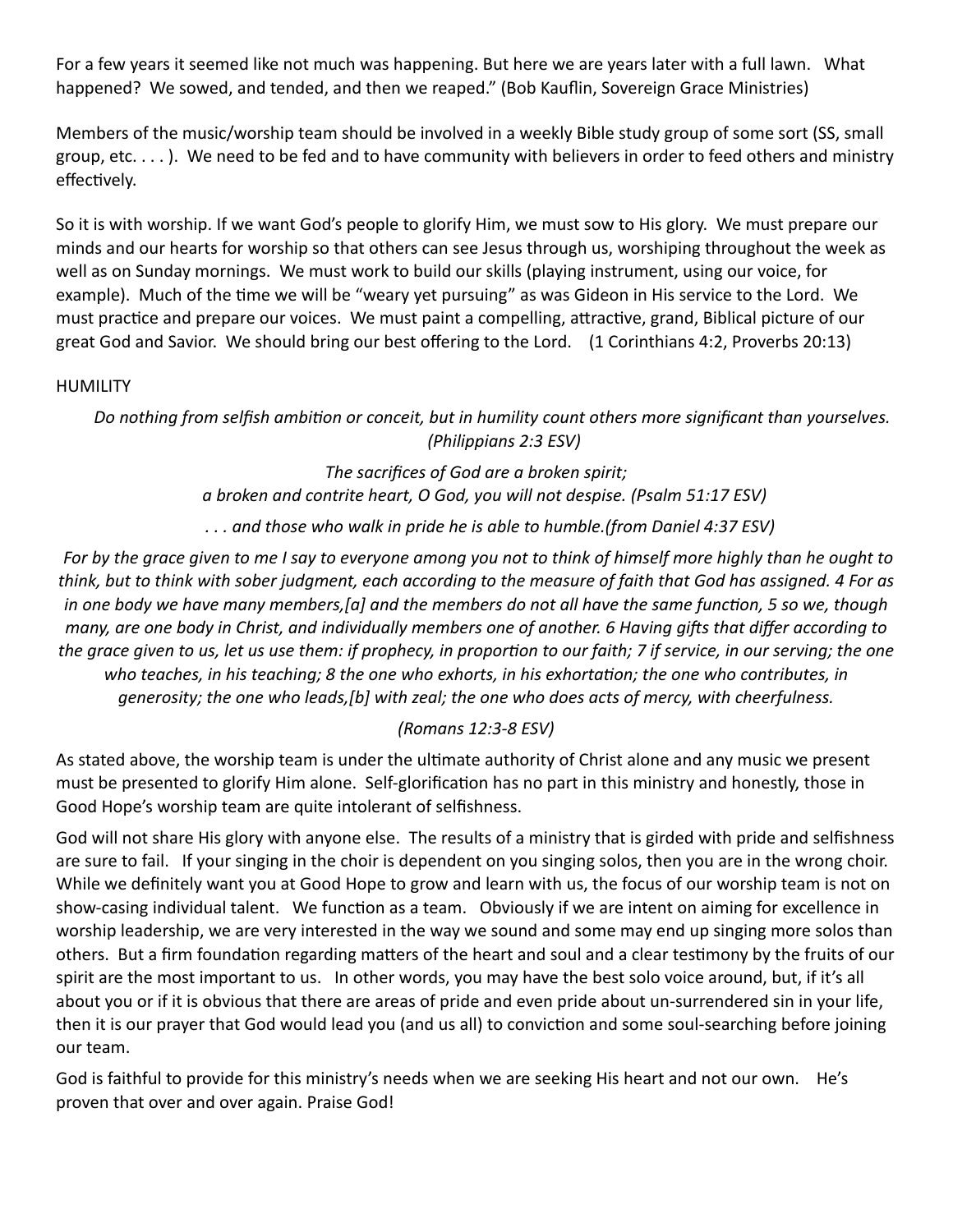For a few years it seemed like not much was happening. But here we are years later with a full lawn. What happened? We sowed, and tended, and then we reaped." (Bob Kauflin, Sovereign Grace Ministries)

Members of the music/worship team should be involved in a weekly Bible study group of some sort (SS, small group, etc. . . . ). We need to be fed and to have community with believers in order to feed others and ministry effectively.

So it is with worship. If we want God's people to glorify Him, we must sow to His glory. We must prepare our minds and our hearts for worship so that others can see Jesus through us, worshiping throughout the week as well as on Sunday mornings. We must work to build our skills (playing instrument, using our voice, for example). Much of the time we will be "weary yet pursuing" as was Gideon in His service to the Lord. We must practice and prepare our voices. We must paint a compelling, attractive, grand, Biblical picture of our great God and Savior. We should bring our best offering to the Lord. (1 Corinthians 4:2, Proverbs 20:13)

HUMILITY

*Do nothing from selfish ambition or conceit, but in humility count others more significant than yourselves. (Philippians 2:3 ESV)*

*The sacrifices of God are a broken spirit;*
*a broken and contrite heart, O God, you will not despise. (Psalm 51:17 ESV)*

*. . . and those who walk in pride he is able to humble.(from Daniel 4:37 ESV)*

*For by the grace given to me I say to everyone among you not to think of himself more highly than he ought to think, but to think with sober judgment, each according to the measure of faith that God has assigned. 4 For as in one body we have many members,[a] and the members do not all have the same function, 5 so we, though many, are one body in Christ, and individually members one of another. 6 Having gifts that differ according to the grace given to us, let us use them: if prophecy, in proportion to our faith; 7 if service, in our serving; the one who teaches, in his teaching; 8 the one who exhorts, in his exhortation; the one who contributes, in generosity; the one who leads,[b] with zeal; the one who does acts of mercy, with cheerfulness.*

*(Romans 12:3-8 ESV)*

As stated above, the worship team is under the ultimate authority of Christ alone and any music we present must be presented to glorify Him alone. Self-glorification has no part in this ministry and honestly, those in Good Hope's worship team are quite intolerant of selfishness.

God will not share His glory with anyone else. The results of a ministry that is girded with pride and selfishness are sure to fail. If your singing in the choir is dependent on you singing solos, then you are in the wrong choir. While we definitely want you at Good Hope to grow and learn with us, the focus of our worship team is not on show-casing individual talent. We function as a team. Obviously if we are intent on aiming for excellence in worship leadership, we are very interested in the way we sound and some may end up singing more solos than others. But a firm foundation regarding matters of the heart and soul and a clear testimony by the fruits of our spirit are the most important to us. In other words, you may have the best solo voice around, but, if it's all about you or if it is obvious that there are areas of pride and even pride about un-surrendered sin in your life, then it is our prayer that God would lead you (and us all) to conviction and some soul-searching before joining our team.

God is faithful to provide for this ministry's needs when we are seeking His heart and not our own. He's proven that over and over again. Praise God!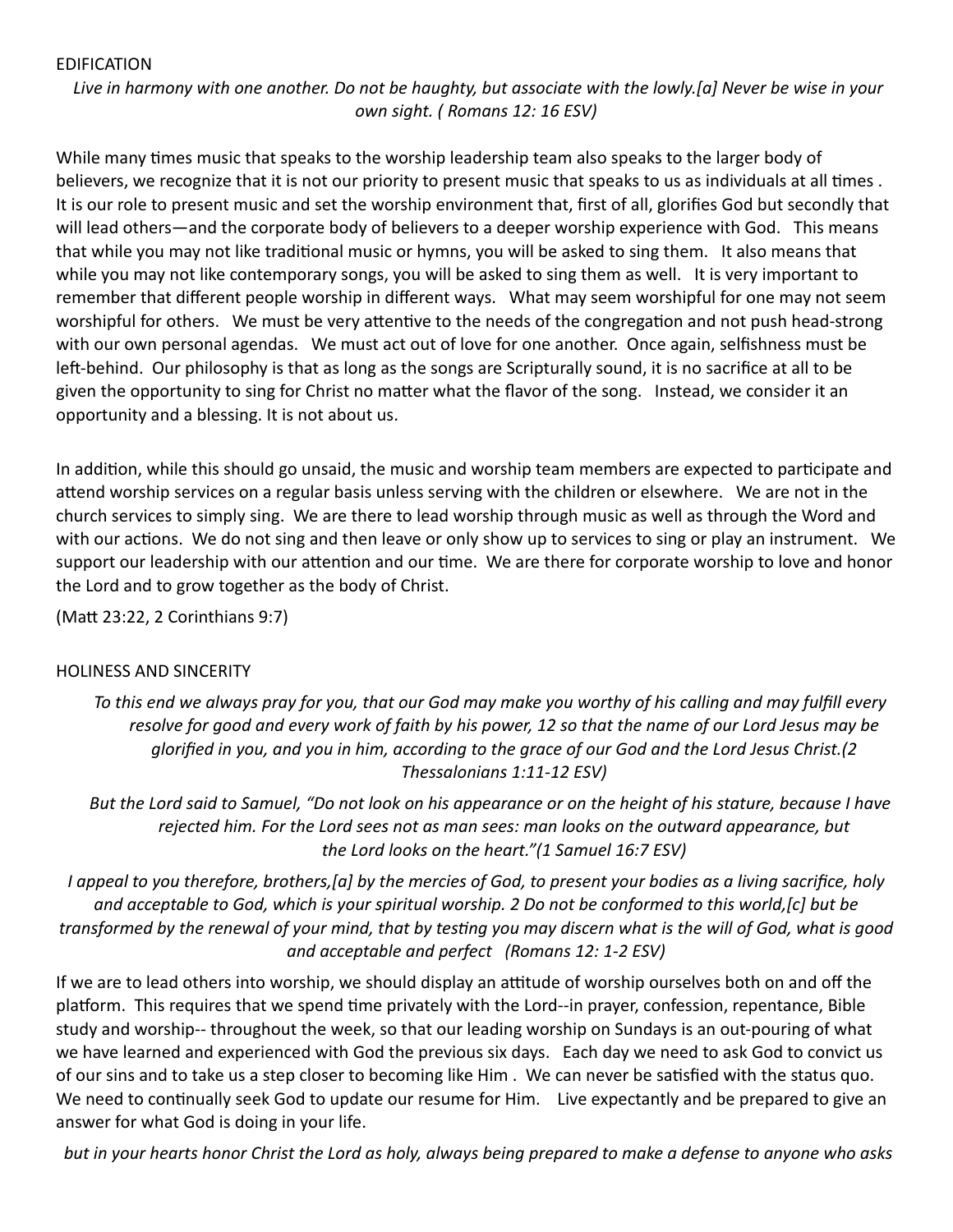## EDIFICATION

*Live in harmony with one another. Do not be haughty, but associate with the lowly.[a] Never be wise in your own sight. ( Romans 12: 16 ESV)*

While many times music that speaks to the worship leadership team also speaks to the larger body of believers, we recognize that it is not our priority to present music that speaks to us as individuals at all times . It is our role to present music and set the worship environment that, first of all, glorifies God but secondly that will lead others—and the corporate body of believers to a deeper worship experience with God. This means that while you may not like traditional music or hymns, you will be asked to sing them. It also means that while you may not like contemporary songs, you will be asked to sing them as well. It is very important to remember that different people worship in different ways. What may seem worshipful for one may not seem worshipful for others. We must be very attentive to the needs of the congregation and not push head-strong with our own personal agendas. We must act out of love for one another. Once again, selfishness must be left-behind. Our philosophy is that as long as the songs are Scripturally sound, it is no sacrifice at all to be given the opportunity to sing for Christ no matter what the flavor of the song. Instead, we consider it an opportunity and a blessing. It is not about us.

In addition, while this should go unsaid, the music and worship team members are expected to participate and attend worship services on a regular basis unless serving with the children or elsewhere. We are not in the church services to simply sing. We are there to lead worship through music as well as through the Word and with our actions. We do not sing and then leave or only show up to services to sing or play an instrument. We support our leadership with our attention and our time. We are there for corporate worship to love and honor the Lord and to grow together as the body of Christ.

(Matt 23:22, 2 Corinthians 9:7)

## HOLINESS AND SINCERITY

*To this end we always pray for you, that our God may make you worthy of his calling and may fulfill every resolve for good and every work of faith by his power, 12 so that the name of our Lord Jesus may be glorified in you, and you in him, according to the grace of our God and the Lord Jesus Christ.(2 Thessalonians 1:11-12 ESV)*

*But the Lord said to Samuel, "Do not look on his appearance or on the height of his stature, because I have rejected him. For the Lord sees not as man sees: man looks on the outward appearance, but the Lord looks on the heart."(1 Samuel 16:7 ESV)*

*I appeal to you therefore, brothers,[a] by the mercies of God, to present your bodies as a living sacrifice, holy and acceptable to God, which is your spiritual worship. 2 Do not be conformed to this world,[c] but be transformed by the renewal of your mind, that by testing you may discern what is the will of God, what is good and acceptable and perfect (Romans 12: 1-2 ESV)*

If we are to lead others into worship, we should display an attitude of worship ourselves both on and off the platform. This requires that we spend time privately with the Lord--in prayer, confession, repentance, Bible study and worship-- throughout the week, so that our leading worship on Sundays is an out-pouring of what we have learned and experienced with God the previous six days. Each day we need to ask God to convict us of our sins and to take us a step closer to becoming like Him . We can never be satisfied with the status quo. We need to continually seek God to update our resume for Him. Live expectantly and be prepared to give an answer for what God is doing in your life.

*but in your hearts honor Christ the Lord as holy, always being prepared to make a defense to anyone who asks*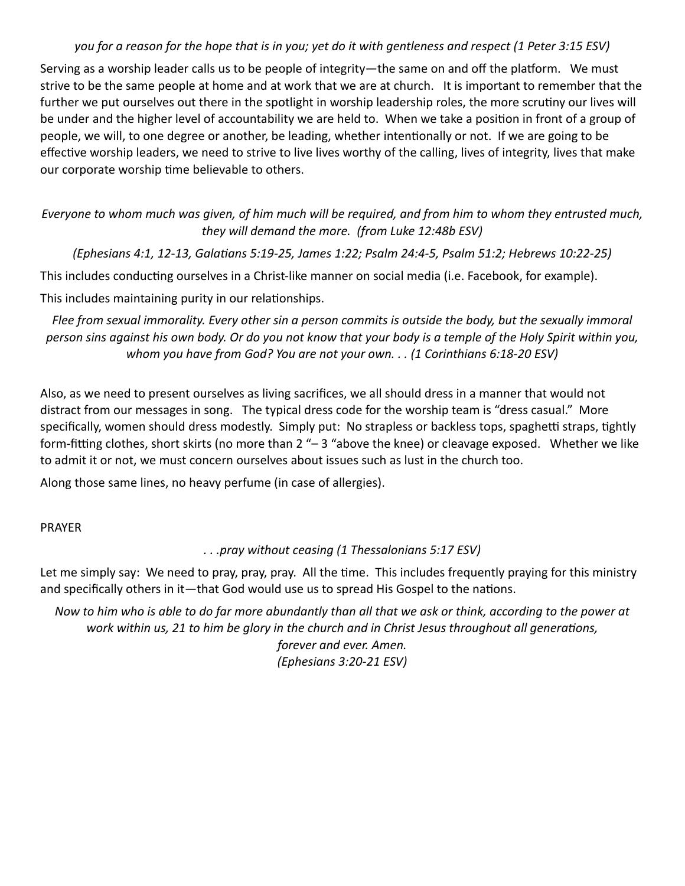*you for a reason for the hope that is in you; yet do it with gentleness and respect (1 Peter 3:15 ESV)*

Serving as a worship leader calls us to be people of integrity—the same on and off the platform. We must strive to be the same people at home and at work that we are at church. It is important to remember that the further we put ourselves out there in the spotlight in worship leadership roles, the more scrutiny our lives will be under and the higher level of accountability we are held to. When we take a position in front of a group of people, we will, to one degree or another, be leading, whether intentionally or not. If we are going to be effective worship leaders, we need to strive to live lives worthy of the calling, lives of integrity, lives that make our corporate worship time believable to others.

*Everyone to whom much was given, of him much will be required, and from him to whom they entrusted much, they will demand the more. (from Luke 12:48b ESV)*

*(Ephesians 4:1, 12-13, Galatians 5:19-25, James 1:22; Psalm 24:4-5, Psalm 51:2; Hebrews 10:22-25)*

This includes conducting ourselves in a Christ-like manner on social media (i.e. Facebook, for example).

This includes maintaining purity in our relationships.

*Flee from sexual immorality. Every other sin a person commits is outside the body, but the sexually immoral person sins against his own body. Or do you not know that your body is a temple of the Holy Spirit within you, whom you have from God? You are not your own. . . (1 Corinthians 6:18-20 ESV)*

Also, as we need to present ourselves as living sacrifices, we all should dress in a manner that would not distract from our messages in song. The typical dress code for the worship team is "dress casual." More specifically, women should dress modestly. Simply put: No strapless or backless tops, spaghetti straps, tightly form-fitting clothes, short skirts (no more than 2 "– 3 "above the knee) or cleavage exposed. Whether we like to admit it or not, we must concern ourselves about issues such as lust in the church too.

Along those same lines, no heavy perfume (in case of allergies).

PRAYER

*. . .pray without ceasing (1 Thessalonians 5:17 ESV)*

Let me simply say: We need to pray, pray, pray. All the time. This includes frequently praying for this ministry and specifically others in it—that God would use us to spread His Gospel to the nations.

*Now to him who is able to do far more abundantly than all that we ask or think, according to the power at work within us, 21 to him be glory in the church and in Christ Jesus throughout all generations, forever and ever. Amen.*
*(Ephesians 3:20-21 ESV)*